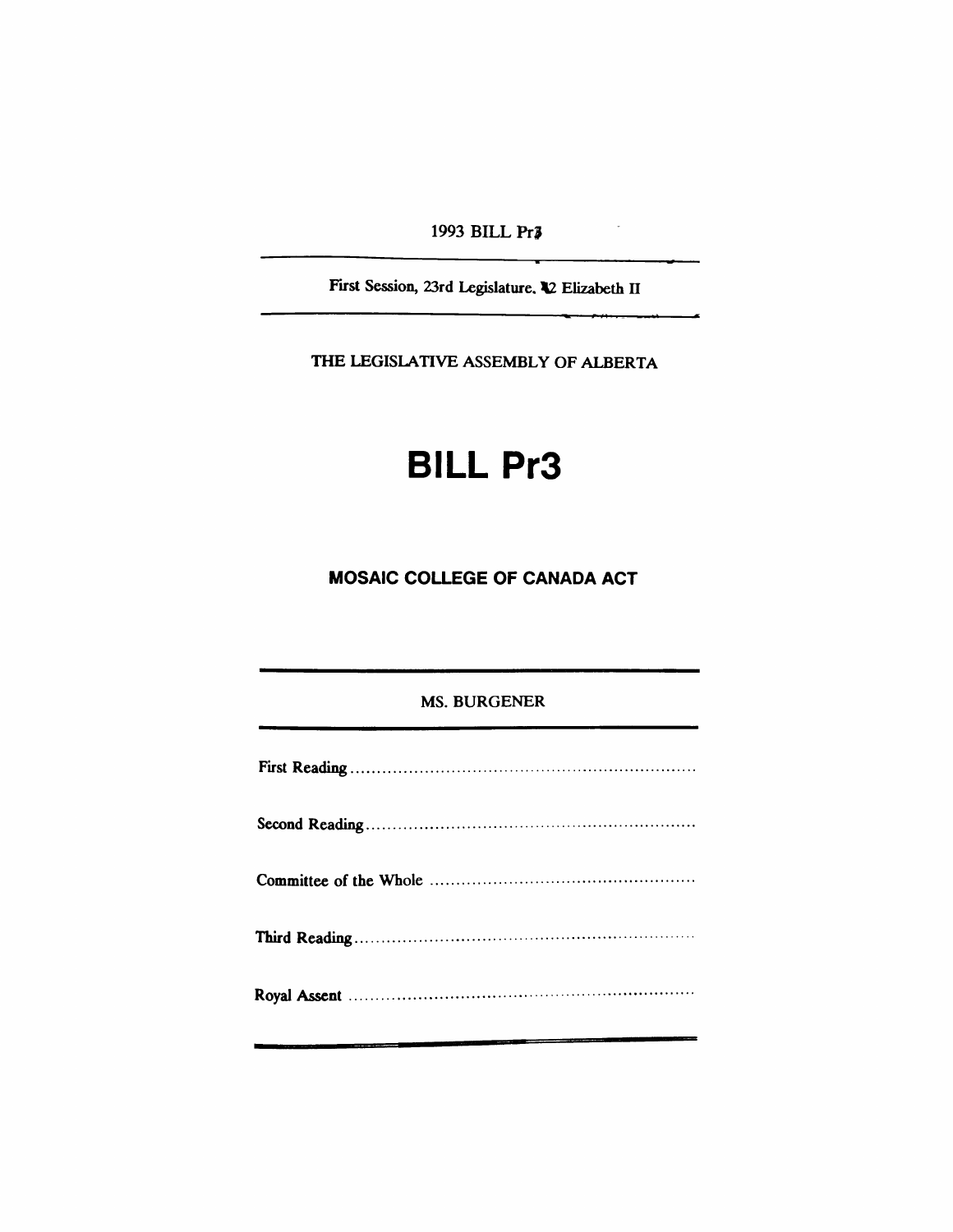1993 BILL Pr3

First Session, 23rd Legislature, 42 Elizabeth II

THE LEGISLATIVE ASSEMBLY OF ALBERTA

# BILL Pr3

## MOSAIC COLLEGE OF CANADA ACT

MS. BURGENER

First Reading ..................................................................

Second Reading ..............................................................

Committee of the Whole ..................................................

Third Reading ................................................................

Royal Assent .................................................................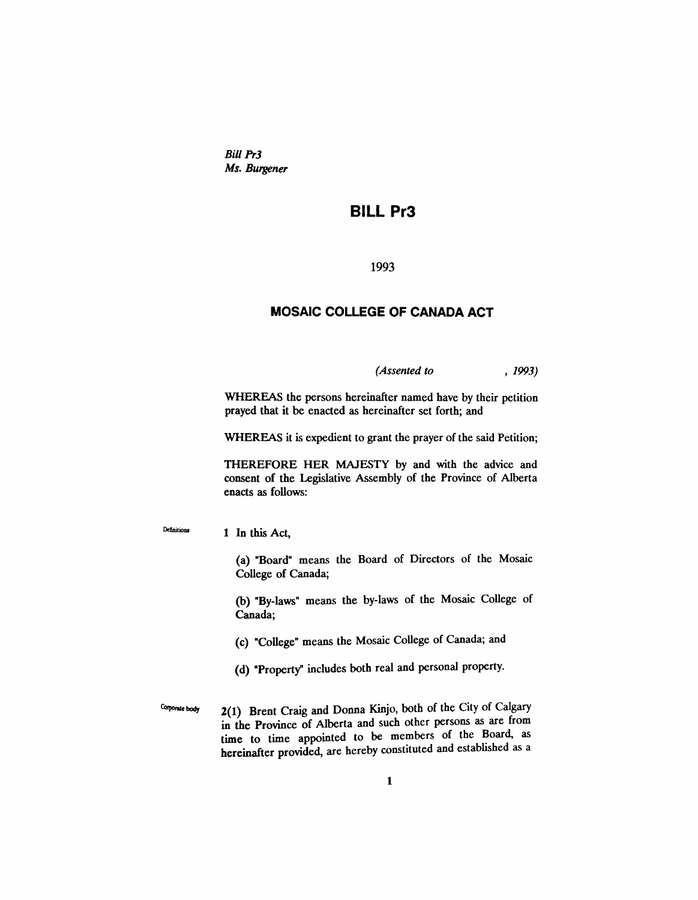*Bill Pr3*
*Ms. Burgener*

# BILL Pr3

1993

## MOSAIC COLLEGE OF CANADA ACT

*(Assented to , 1993)*

WHEREAS the persons hereinafter named have by their petition prayed that it be enacted as hereinafter set forth; and

WHEREAS it is expedient to grant the prayer of the said Petition;

THEREFORE HER MAJESTY by and with the advice and consent of the Legislative Assembly of the Province of Alberta enacts as follows:

Definitions

1 In this Act,

(a) "Board" means the Board of Directors of the Mosaic College of Canada;

(b) "By-laws" means the by-laws of the Mosaic College of Canada;

(c) "College" means the Mosaic College of Canada; and

(d) "Property" includes both real and personal property.

Corporate body

2(1) Brent Craig and Donna Kinjo, both of the City of Calgary in the Province of Alberta and such other persons as are from time to time appointed to be members of the Board, as hereinafter provided, are hereby constituted and established as a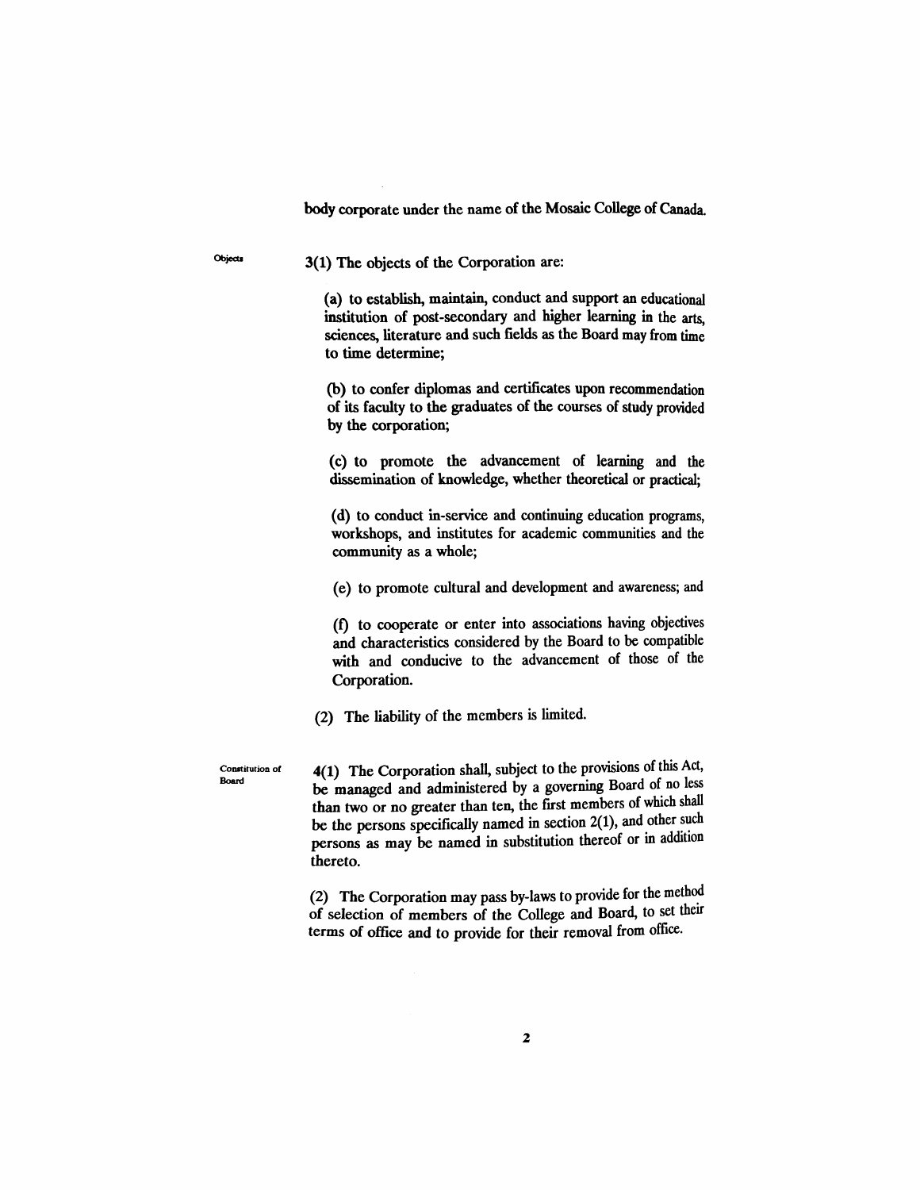body corporate under the name of the Mosaic College of Canada.

Objects

3(1) The objects of the Corporation are:

(a) to establish, maintain, conduct and support an educational institution of post-secondary and higher learning in the arts, sciences, literature and such fields as the Board may from time to time determine;

(b) to confer diplomas and certificates upon recommendation of its faculty to the graduates of the courses of study provided by the corporation;

(c) to promote the advancement of learning and the dissemination of knowledge, whether theoretical or practical;

(d) to conduct in-service and continuing education programs, workshops, and institutes for academic communities and the community as a whole;

(e) to promote cultural and development and awareness; and

(f) to cooperate or enter into associations having objectives and characteristics considered by the Board to be compatible with and conducive to the advancement of those of the Corporation.

(2) The liability of the members is limited.

Constitution of Board

4(1) The Corporation shall, subject to the provisions of this Act, be managed and administered by a governing Board of no less than two or no greater than ten, the first members of which shall be the persons specifically named in section 2(1), and other such persons as may be named in substitution thereof or in addition thereto.

(2) The Corporation may pass by-laws to provide for the method of selection of members of the College and Board, to set their terms of office and to provide for their removal from office.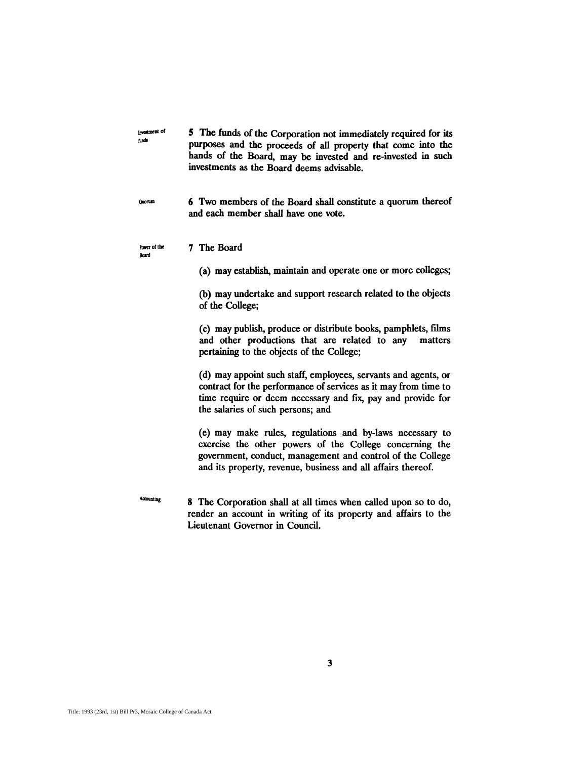Investment of funds

**5** The funds of the Corporation not immediately required for its purposes and the proceeds of all property that come into the hands of the Board, may be invested and re-invested in such investments as the Board deems advisable.

Quorum

**6** Two members of the Board shall constitute a quorum thereof and each member shall have one vote.

Power of the Board

**7** The Board

(a) may establish, maintain and operate one or more colleges;

(b) may undertake and support research related to the objects of the College;

(c) may publish, produce or distribute books, pamphlets, films and other productions that are related to any matters pertaining to the objects of the College;

(d) may appoint such staff, employees, servants and agents, or contract for the performance of services as it may from time to time require or deem necessary and fix, pay and provide for the salaries of such persons; and

(e) may make rules, regulations and by-laws necessary to exercise the other powers of the College concerning the government, conduct, management and control of the College and its property, revenue, business and all affairs thereof.

Accounting

**8** The Corporation shall at all times when called upon so to do, render an account in writing of its property and affairs to the Lieutenant Governor in Council.